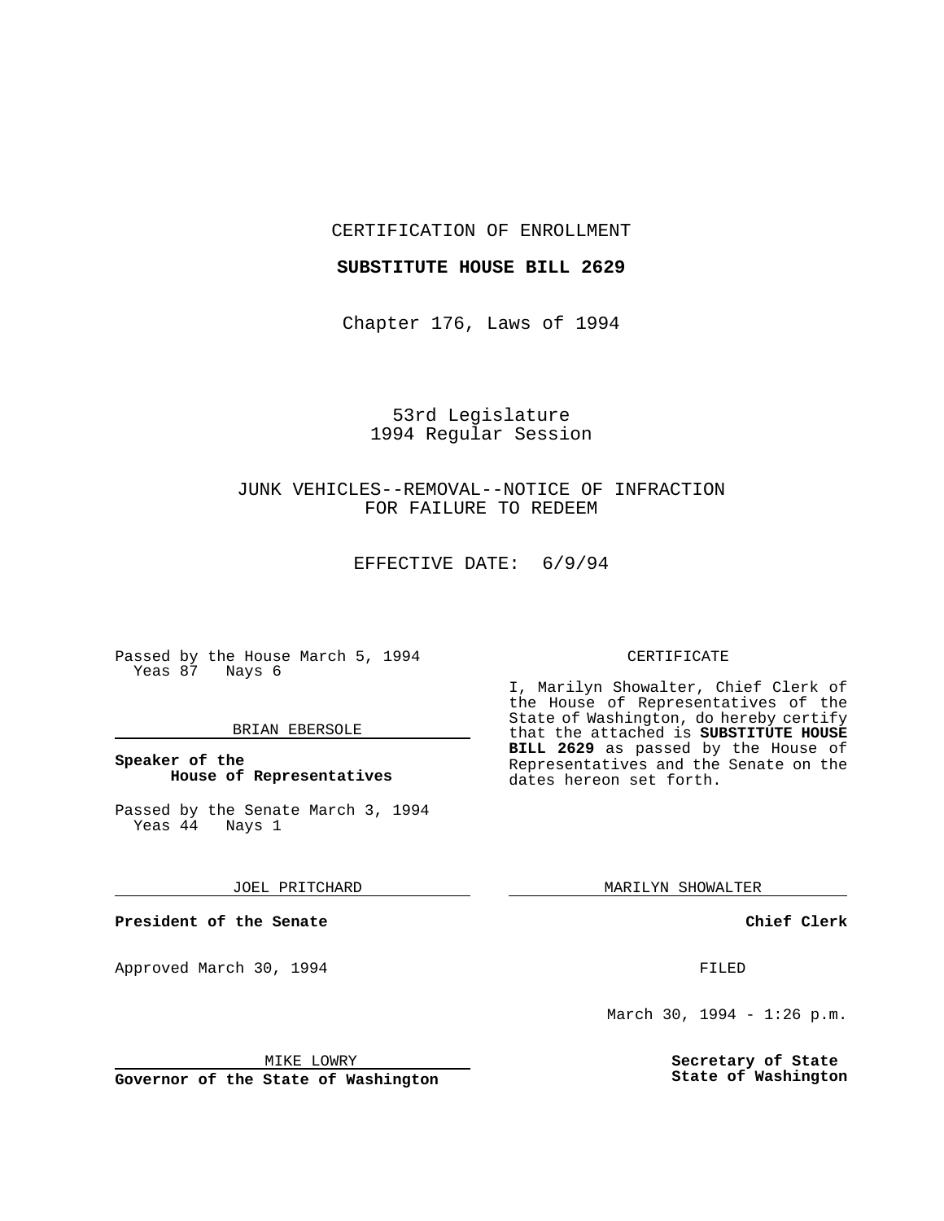CERTIFICATION OF ENROLLMENT

**SUBSTITUTE HOUSE BILL 2629**

Chapter 176, Laws of 1994

53rd Legislature
1994 Regular Session

JUNK VEHICLES--REMOVAL--NOTICE OF INFRACTION FOR FAILURE TO REDEEM

EFFECTIVE DATE: 6/9/94

Passed by the House March 5, 1994
Yeas 87 Nays 6

BRIAN EBERSOLE

**Speaker of the House of Representatives**

Passed by the Senate March 3, 1994
Yeas 44 Nays 1

JOEL PRITCHARD

**President of the Senate**

Approved March 30, 1994

MIKE LOWRY

**Governor of the State of Washington**

CERTIFICATE

I, Marilyn Showalter, Chief Clerk of the House of Representatives of the State of Washington, do hereby certify that the attached is **SUBSTITUTE HOUSE BILL 2629** as passed by the House of Representatives and the Senate on the dates hereon set forth.

MARILYN SHOWALTER

**Chief Clerk**

FILED

March 30, 1994 - 1:26 p.m.

**Secretary of State State of Washington**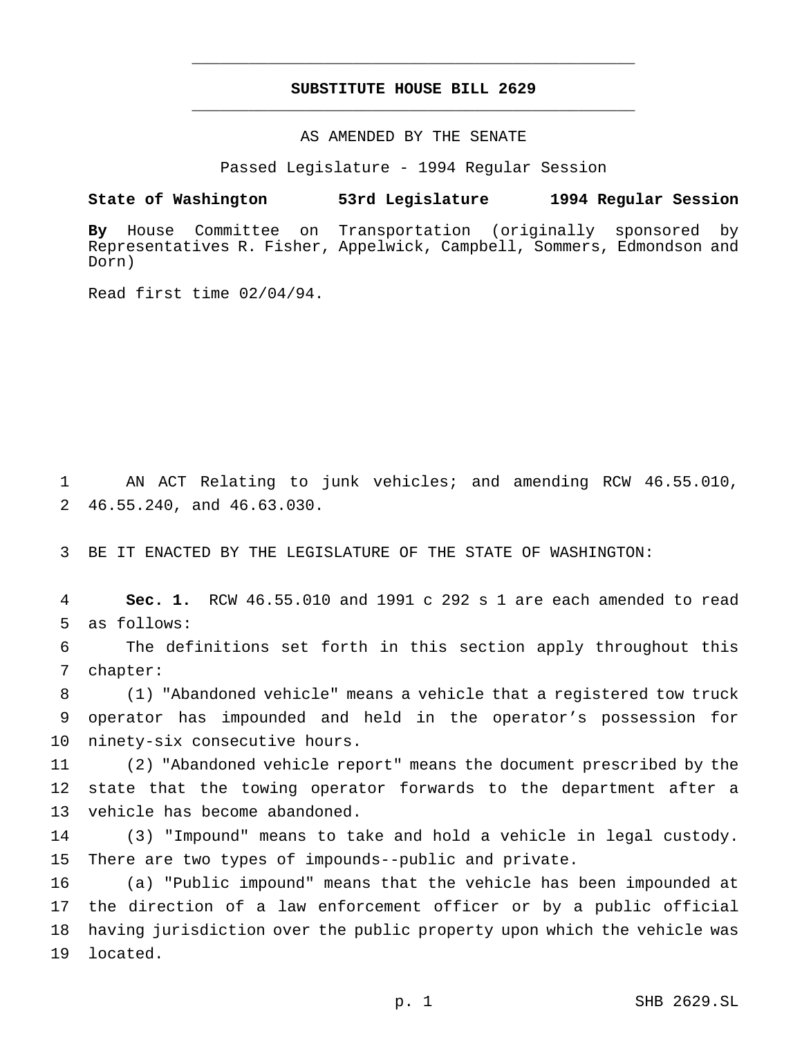# SUBSTITUTE HOUSE BILL 2629

AS AMENDED BY THE SENATE

Passed Legislature - 1994 Regular Session

**State of Washington 53rd Legislature 1994 Regular Session**

**By** House Committee on Transportation (originally sponsored by Representatives R. Fisher, Appelwick, Campbell, Sommers, Edmondson and Dorn)

Read first time 02/04/94.

AN ACT Relating to junk vehicles; and amending RCW 46.55.010, 46.55.240, and 46.63.030.

BE IT ENACTED BY THE LEGISLATURE OF THE STATE OF WASHINGTON:

**Sec. 1.** RCW 46.55.010 and 1991 c 292 s 1 are each amended to read as follows:

The definitions set forth in this section apply throughout this chapter:

(1) "Abandoned vehicle" means a vehicle that a registered tow truck operator has impounded and held in the operator's possession for ninety-six consecutive hours.

(2) "Abandoned vehicle report" means the document prescribed by the state that the towing operator forwards to the department after a vehicle has become abandoned.

(3) "Impound" means to take and hold a vehicle in legal custody. There are two types of impounds--public and private.

(a) "Public impound" means that the vehicle has been impounded at the direction of a law enforcement officer or by a public official having jurisdiction over the public property upon which the vehicle was located.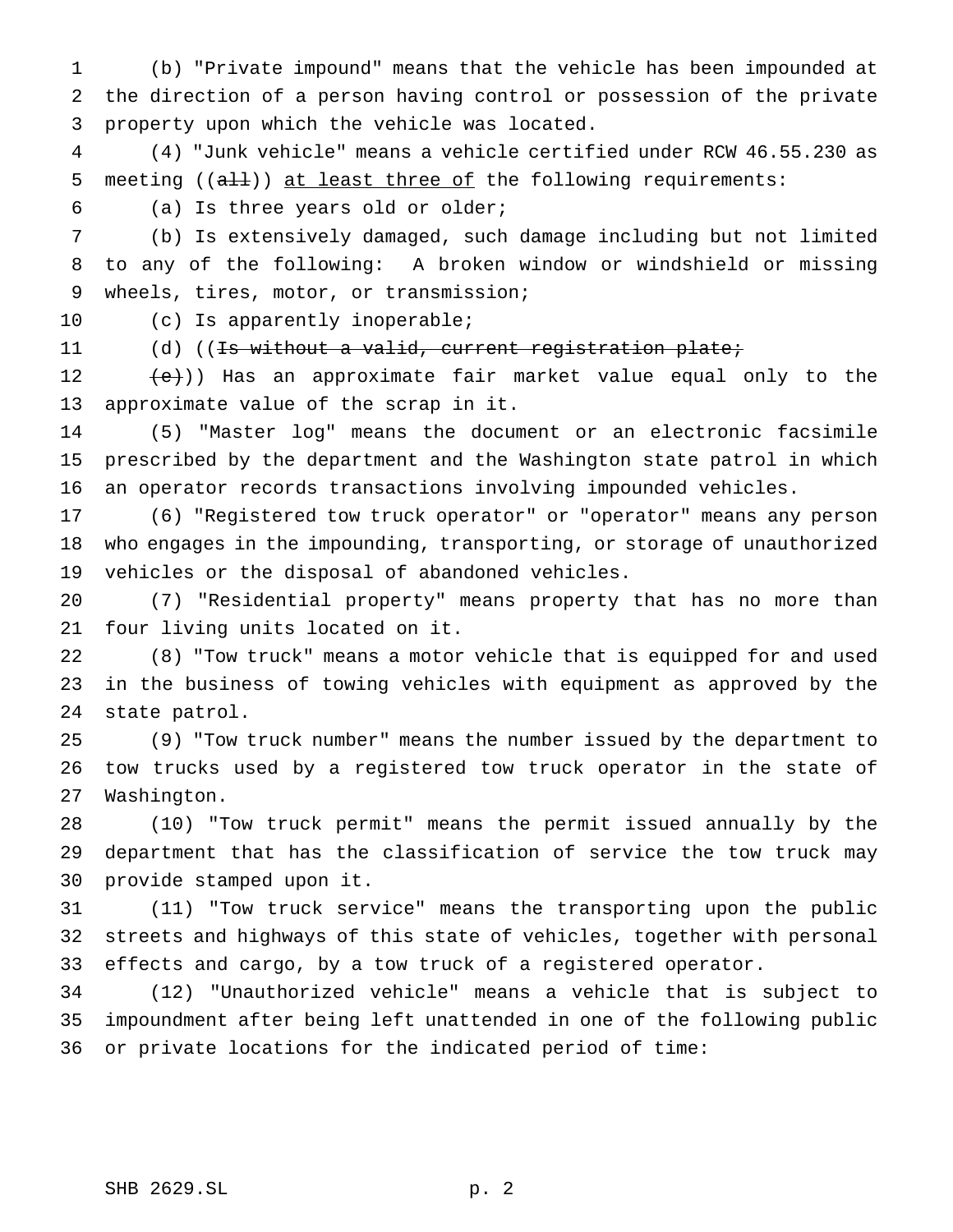(b) "Private impound" means that the vehicle has been impounded at the direction of a person having control or possession of the private property upon which the vehicle was located.

(4) "Junk vehicle" means a vehicle certified under RCW 46.55.230 as meeting ((~~all~~)) <u>at least three of</u> the following requirements:

(a) Is three years old or older;

(b) Is extensively damaged, such damage including but not limited to any of the following: A broken window or windshield or missing wheels, tires, motor, or transmission;

(c) Is apparently inoperable;

(d) ((~~Is without a valid, current registration plate;~~

~~(e)~~)) Has an approximate fair market value equal only to the approximate value of the scrap in it.

(5) "Master log" means the document or an electronic facsimile prescribed by the department and the Washington state patrol in which an operator records transactions involving impounded vehicles.

(6) "Registered tow truck operator" or "operator" means any person who engages in the impounding, transporting, or storage of unauthorized vehicles or the disposal of abandoned vehicles.

(7) "Residential property" means property that has no more than four living units located on it.

(8) "Tow truck" means a motor vehicle that is equipped for and used in the business of towing vehicles with equipment as approved by the state patrol.

(9) "Tow truck number" means the number issued by the department to tow trucks used by a registered tow truck operator in the state of Washington.

(10) "Tow truck permit" means the permit issued annually by the department that has the classification of service the tow truck may provide stamped upon it.

(11) "Tow truck service" means the transporting upon the public streets and highways of this state of vehicles, together with personal effects and cargo, by a tow truck of a registered operator.

(12) "Unauthorized vehicle" means a vehicle that is subject to impoundment after being left unattended in one of the following public or private locations for the indicated period of time: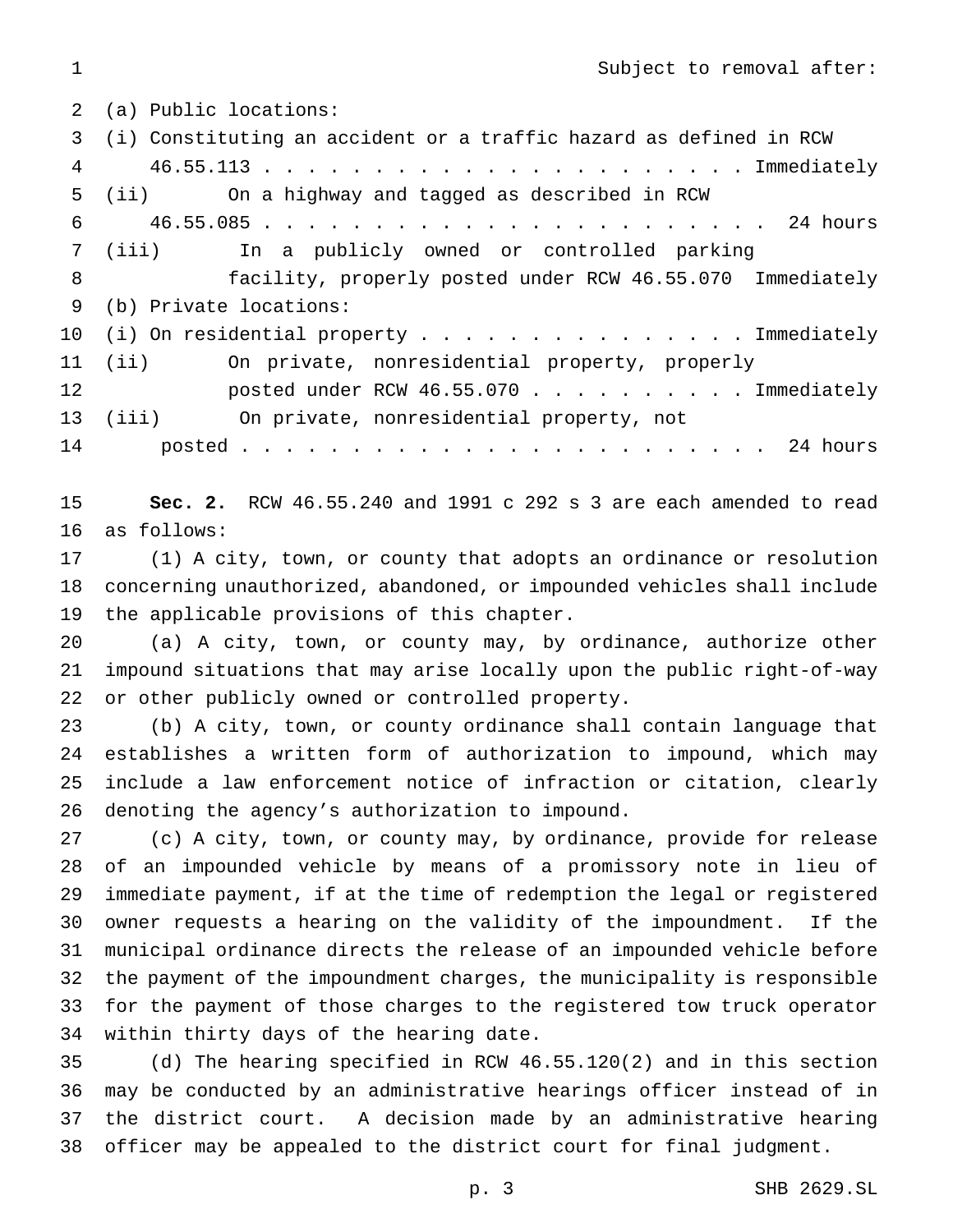| | Subject to removal after: |
|---|---|
| (a) Public locations: | |
| (i) Constituting an accident or a traffic hazard as defined in RCW 46.55.113 | Immediately |
| (ii) On a highway and tagged as described in RCW 46.55.085 | 24 hours |
| (iii) In a publicly owned or controlled parking facility, properly posted under RCW 46.55.070 | Immediately |
| (b) Private locations: | |
| (i) On residential property | Immediately |
| (ii) On private, nonresidential property, properly posted under RCW 46.55.070 | Immediately |
| (iii) On private, nonresidential property, not posted | 24 hours |

**Sec. 2.** RCW 46.55.240 and 1991 c 292 s 3 are each amended to read as follows:

(1) A city, town, or county that adopts an ordinance or resolution concerning unauthorized, abandoned, or impounded vehicles shall include the applicable provisions of this chapter.

(a) A city, town, or county may, by ordinance, authorize other impound situations that may arise locally upon the public right-of-way or other publicly owned or controlled property.

(b) A city, town, or county ordinance shall contain language that establishes a written form of authorization to impound, which may include a law enforcement notice of infraction or citation, clearly denoting the agency's authorization to impound.

(c) A city, town, or county may, by ordinance, provide for release of an impounded vehicle by means of a promissory note in lieu of immediate payment, if at the time of redemption the legal or registered owner requests a hearing on the validity of the impoundment. If the municipal ordinance directs the release of an impounded vehicle before the payment of the impoundment charges, the municipality is responsible for the payment of those charges to the registered tow truck operator within thirty days of the hearing date.

(d) The hearing specified in RCW 46.55.120(2) and in this section may be conducted by an administrative hearings officer instead of in the district court. A decision made by an administrative hearing officer may be appealed to the district court for final judgment.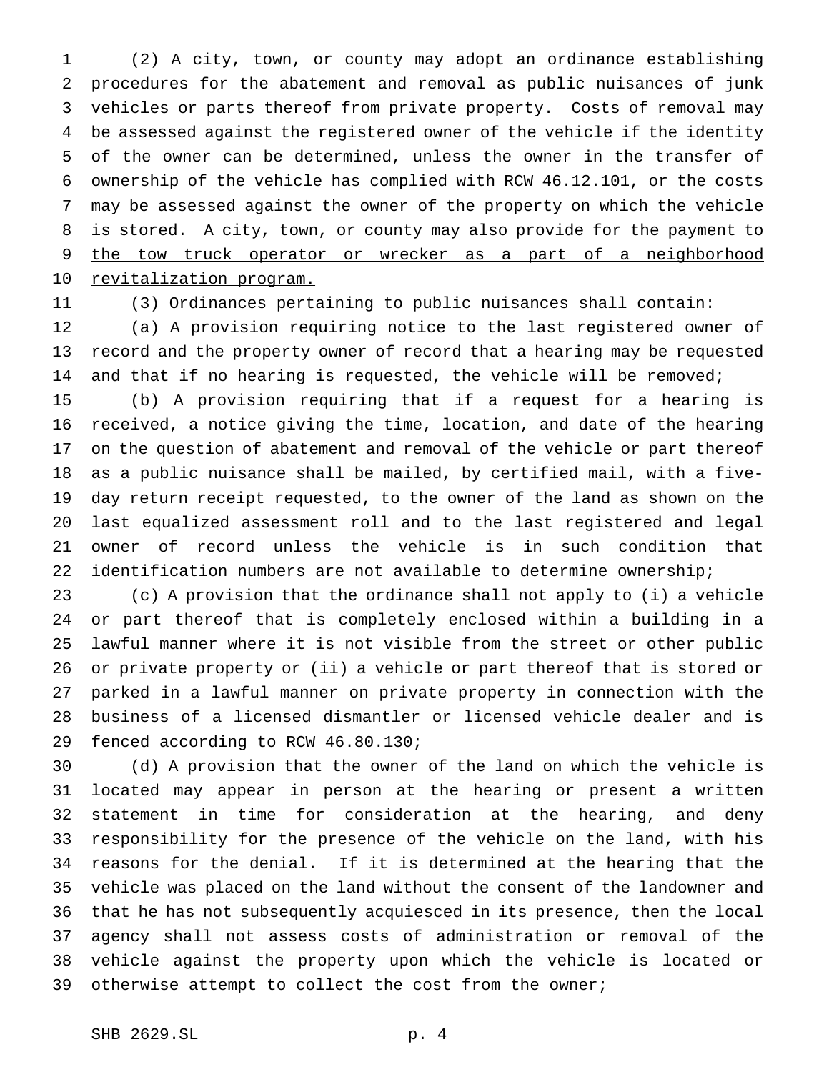(2) A city, town, or county may adopt an ordinance establishing procedures for the abatement and removal as public nuisances of junk vehicles or parts thereof from private property. Costs of removal may be assessed against the registered owner of the vehicle if the identity of the owner can be determined, unless the owner in the transfer of ownership of the vehicle has complied with RCW 46.12.101, or the costs may be assessed against the owner of the property on which the vehicle is stored. <u>A city, town, or county may also provide for the payment to the tow truck operator or wrecker as a part of a neighborhood revitalization program.</u>

(3) Ordinances pertaining to public nuisances shall contain:

(a) A provision requiring notice to the last registered owner of record and the property owner of record that a hearing may be requested and that if no hearing is requested, the vehicle will be removed;

(b) A provision requiring that if a request for a hearing is received, a notice giving the time, location, and date of the hearing on the question of abatement and removal of the vehicle or part thereof as a public nuisance shall be mailed, by certified mail, with a five-day return receipt requested, to the owner of the land as shown on the last equalized assessment roll and to the last registered and legal owner of record unless the vehicle is in such condition that identification numbers are not available to determine ownership;

(c) A provision that the ordinance shall not apply to (i) a vehicle or part thereof that is completely enclosed within a building in a lawful manner where it is not visible from the street or other public or private property or (ii) a vehicle or part thereof that is stored or parked in a lawful manner on private property in connection with the business of a licensed dismantler or licensed vehicle dealer and is fenced according to RCW 46.80.130;

(d) A provision that the owner of the land on which the vehicle is located may appear in person at the hearing or present a written statement in time for consideration at the hearing, and deny responsibility for the presence of the vehicle on the land, with his reasons for the denial. If it is determined at the hearing that the vehicle was placed on the land without the consent of the landowner and that he has not subsequently acquiesced in its presence, then the local agency shall not assess costs of administration or removal of the vehicle against the property upon which the vehicle is located or otherwise attempt to collect the cost from the owner;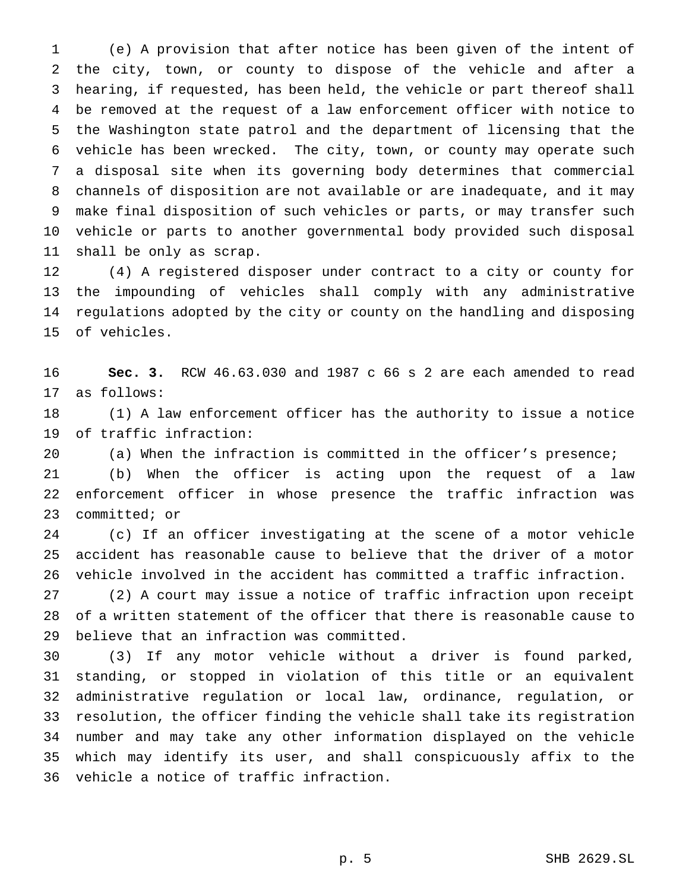(e) A provision that after notice has been given of the intent of the city, town, or county to dispose of the vehicle and after a hearing, if requested, has been held, the vehicle or part thereof shall be removed at the request of a law enforcement officer with notice to the Washington state patrol and the department of licensing that the vehicle has been wrecked. The city, town, or county may operate such a disposal site when its governing body determines that commercial channels of disposition are not available or are inadequate, and it may make final disposition of such vehicles or parts, or may transfer such vehicle or parts to another governmental body provided such disposal shall be only as scrap.

(4) A registered disposer under contract to a city or county for the impounding of vehicles shall comply with any administrative regulations adopted by the city or county on the handling and disposing of vehicles.

**Sec. 3.** RCW 46.63.030 and 1987 c 66 s 2 are each amended to read as follows:

(1) A law enforcement officer has the authority to issue a notice of traffic infraction:

(a) When the infraction is committed in the officer's presence;

(b) When the officer is acting upon the request of a law enforcement officer in whose presence the traffic infraction was committed; or

(c) If an officer investigating at the scene of a motor vehicle accident has reasonable cause to believe that the driver of a motor vehicle involved in the accident has committed a traffic infraction.

(2) A court may issue a notice of traffic infraction upon receipt of a written statement of the officer that there is reasonable cause to believe that an infraction was committed.

(3) If any motor vehicle without a driver is found parked, standing, or stopped in violation of this title or an equivalent administrative regulation or local law, ordinance, regulation, or resolution, the officer finding the vehicle shall take its registration number and may take any other information displayed on the vehicle which may identify its user, and shall conspicuously affix to the vehicle a notice of traffic infraction.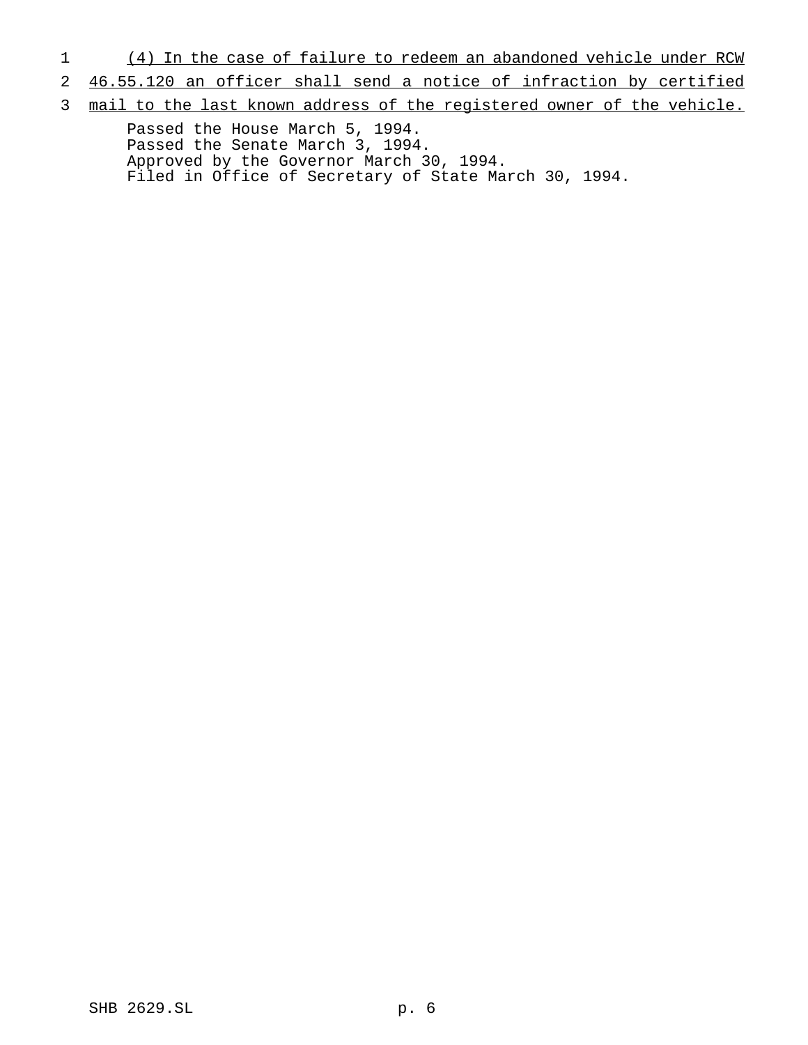(4) In the case of failure to redeem an abandoned vehicle under RCW 46.55.120 an officer shall send a notice of infraction by certified mail to the last known address of the registered owner of the vehicle.

Passed the House March 5, 1994.
Passed the Senate March 3, 1994.
Approved by the Governor March 30, 1994.
Filed in Office of Secretary of State March 30, 1994.